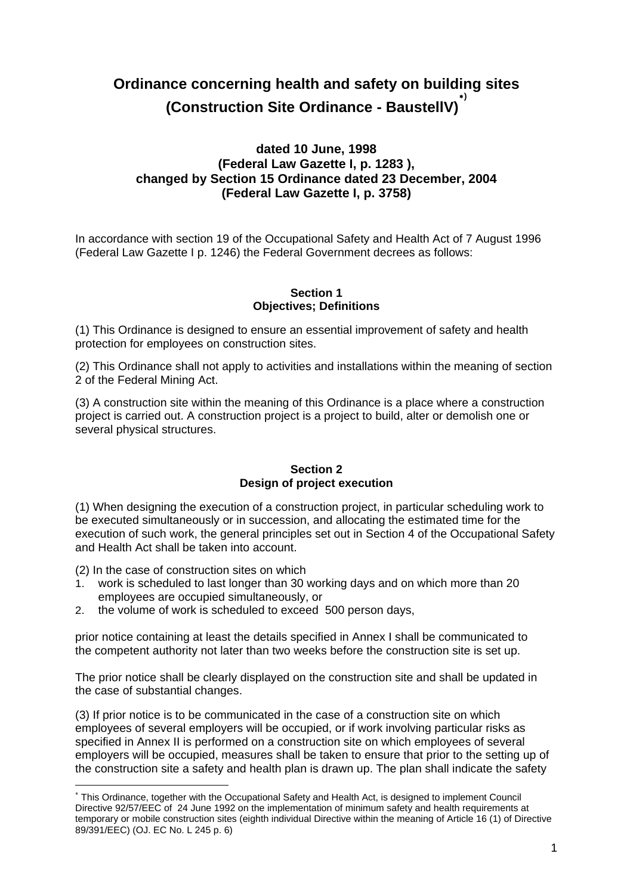# Ordinance concerning health and safety on building sites (Construction Site Ordinance - BaustellV)[*)]

**dated 10 June, 1998**
**(Federal Law Gazette I, p. 1283 ),**
**changed by Section 15 Ordinance dated 23 December, 2004**
**(Federal Law Gazette I, p. 3758)**

In accordance with section 19 of the Occupational Safety and Health Act of 7 August 1996 (Federal Law Gazette I p. 1246) the Federal Government decrees as follows:

## Section 1
## Objectives; Definitions

(1) This Ordinance is designed to ensure an essential improvement of safety and health protection for employees on construction sites.

(2) This Ordinance shall not apply to activities and installations within the meaning of section 2 of the Federal Mining Act.

(3) A construction site within the meaning of this Ordinance is a place where a construction project is carried out. A construction project is a project to build, alter or demolish one or several physical structures.

## Section 2
## Design of project execution

(1) When designing the execution of a construction project, in particular scheduling work to be executed simultaneously or in succession, and allocating the estimated time for the execution of such work, the general principles set out in Section 4 of the Occupational Safety and Health Act shall be taken into account.

(2) In the case of construction sites on which

1. work is scheduled to last longer than 30 working days and on which more than 20 employees are occupied simultaneously, or
2. the volume of work is scheduled to exceed 500 person days,

prior notice containing at least the details specified in Annex I shall be communicated to the competent authority not later than two weeks before the construction site is set up.

The prior notice shall be clearly displayed on the construction site and shall be updated in the case of substantial changes.

(3) If prior notice is to be communicated in the case of a construction site on which employees of several employers will be occupied, or if work involving particular risks as specified in Annex II is performed on a construction site on which employees of several employers will be occupied, measures shall be taken to ensure that prior to the setting up of the construction site a safety and health plan is drawn up. The plan shall indicate the safety

---

[*] This Ordinance, together with the Occupational Safety and Health Act, is designed to implement Council Directive 92/57/EEC of 24 June 1992 on the implementation of minimum safety and health requirements at temporary or mobile construction sites (eighth individual Directive within the meaning of Article 16 (1) of Directive 89/391/EEC) (OJ. EC No. L 245 p. 6)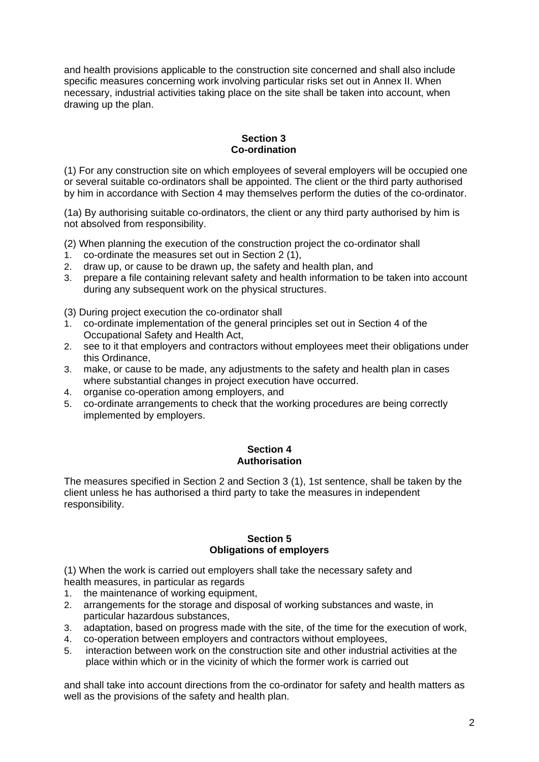and health provisions applicable to the construction site concerned and shall also include specific measures concerning work involving particular risks set out in Annex II. When necessary, industrial activities taking place on the site shall be taken into account, when drawing up the plan.

## Section 3
## Co-ordination

(1) For any construction site on which employees of several employers will be occupied one or several suitable co-ordinators shall be appointed. The client or the third party authorised by him in accordance with Section 4 may themselves perform the duties of the co-ordinator.

(1a) By authorising suitable co-ordinators, the client or any third party authorised by him is not absolved from responsibility.

(2) When planning the execution of the construction project the co-ordinator shall

1. co-ordinate the measures set out in Section 2 (1),
2. draw up, or cause to be drawn up, the safety and health plan, and
3. prepare a file containing relevant safety and health information to be taken into account during any subsequent work on the physical structures.

(3) During project execution the co-ordinator shall

1. co-ordinate implementation of the general principles set out in Section 4 of the Occupational Safety and Health Act,
2. see to it that employers and contractors without employees meet their obligations under this Ordinance,
3. make, or cause to be made, any adjustments to the safety and health plan in cases where substantial changes in project execution have occurred.
4. organise co-operation among employers, and
5. co-ordinate arrangements to check that the working procedures are being correctly implemented by employers.

## Section 4
## Authorisation

The measures specified in Section 2 and Section 3 (1), 1st sentence, shall be taken by the client unless he has authorised a third party to take the measures in independent responsibility.

## Section 5
## Obligations of employers

(1) When the work is carried out employers shall take the necessary safety and health measures, in particular as regards

1. the maintenance of working equipment,
2. arrangements for the storage and disposal of working substances and waste, in particular hazardous substances,
3. adaptation, based on progress made with the site, of the time for the execution of work,
4. co-operation between employers and contractors without employees,
5. interaction between work on the construction site and other industrial activities at the place within which or in the vicinity of which the former work is carried out

and shall take into account directions from the co-ordinator for safety and health matters as well as the provisions of the safety and health plan.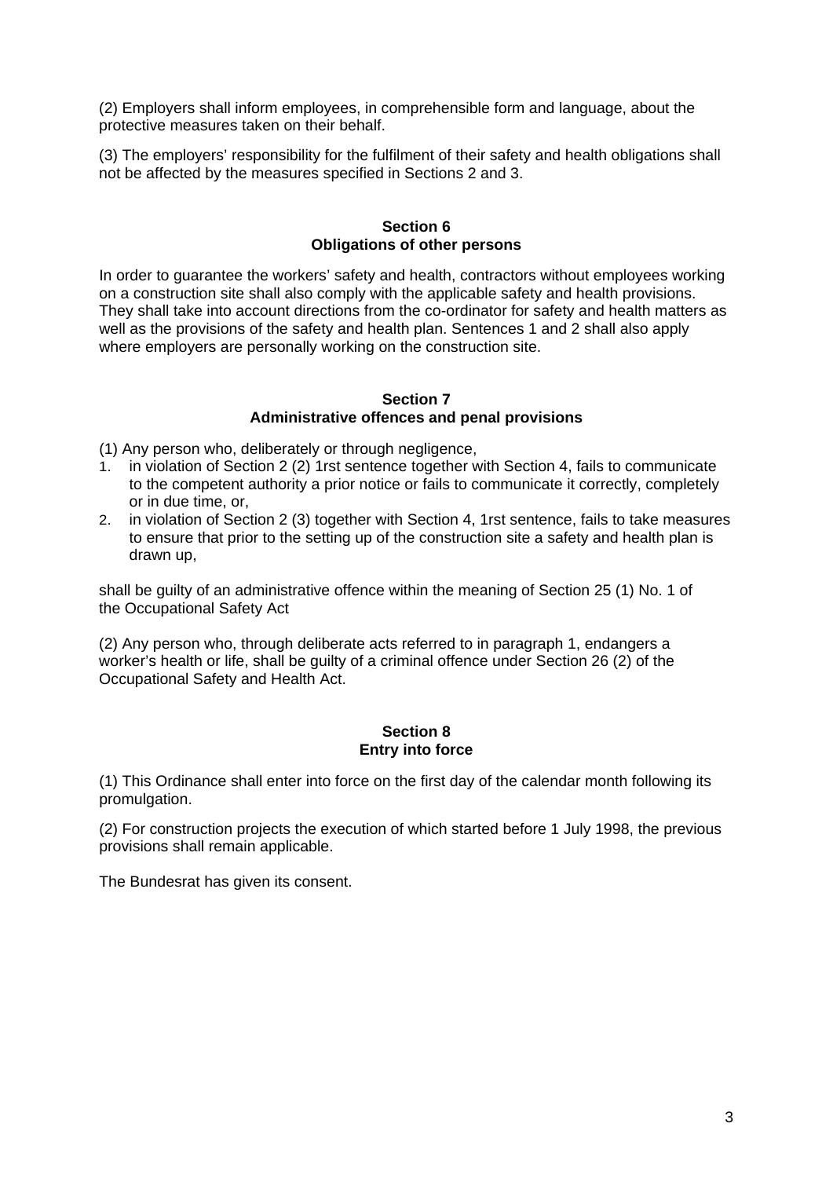(2) Employers shall inform employees, in comprehensible form and language, about the protective measures taken on their behalf.

(3) The employers' responsibility for the fulfilment of their safety and health obligations shall not be affected by the measures specified in Sections 2 and 3.

## Section 6
## Obligations of other persons

In order to guarantee the workers' safety and health, contractors without employees working on a construction site shall also comply with the applicable safety and health provisions. They shall take into account directions from the co-ordinator for safety and health matters as well as the provisions of the safety and health plan. Sentences 1 and 2 shall also apply where employers are personally working on the construction site.

## Section 7
## Administrative offences and penal provisions

(1) Any person who, deliberately or through negligence,

1. in violation of Section 2 (2) 1rst sentence together with Section 4, fails to communicate to the competent authority a prior notice or fails to communicate it correctly, completely or in due time, or,
2. in violation of Section 2 (3) together with Section 4, 1rst sentence, fails to take measures to ensure that prior to the setting up of the construction site a safety and health plan is drawn up,

shall be guilty of an administrative offence within the meaning of Section 25 (1) No. 1 of the Occupational Safety Act

(2) Any person who, through deliberate acts referred to in paragraph 1, endangers a worker's health or life, shall be guilty of a criminal offence under Section 26 (2) of the Occupational Safety and Health Act.

## Section 8
## Entry into force

(1) This Ordinance shall enter into force on the first day of the calendar month following its promulgation.

(2) For construction projects the execution of which started before 1 July 1998, the previous provisions shall remain applicable.

The Bundesrat has given its consent.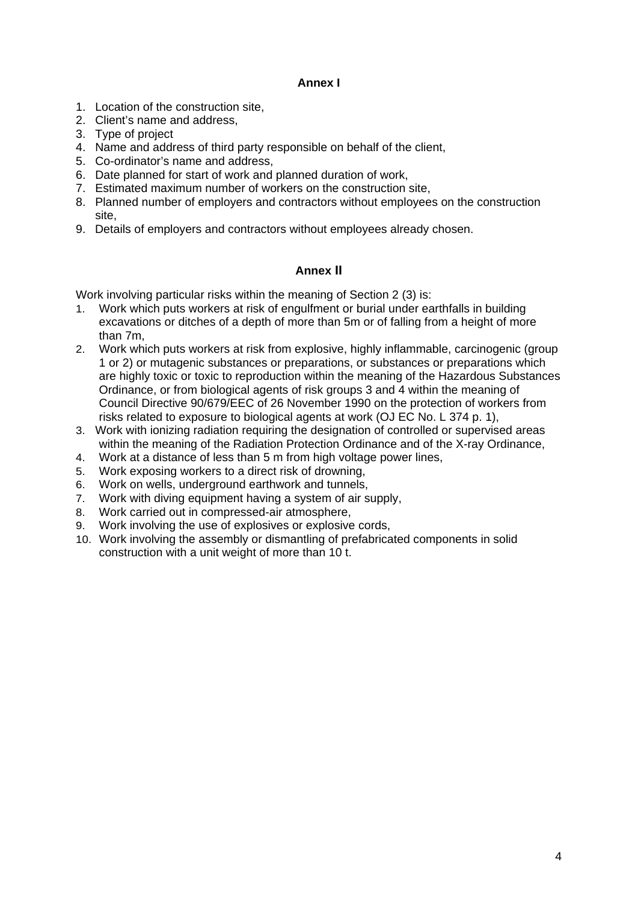## Annex I

1. Location of the construction site,
2. Client's name and address,
3. Type of project
4. Name and address of third party responsible on behalf of the client,
5. Co-ordinator's name and address,
6. Date planned for start of work and planned duration of work,
7. Estimated maximum number of workers on the construction site,
8. Planned number of employers and contractors without employees on the construction site,
9. Details of employers and contractors without employees already chosen.

## Annex II

Work involving particular risks within the meaning of Section 2 (3) is:

1. Work which puts workers at risk of engulfment or burial under earthfalls in building excavations or ditches of a depth of more than 5m or of falling from a height of more than 7m,
2. Work which puts workers at risk from explosive, highly inflammable, carcinogenic (group 1 or 2) or mutagenic substances or preparations, or substances or preparations which are highly toxic or toxic to reproduction within the meaning of the Hazardous Substances Ordinance, or from biological agents of risk groups 3 and 4 within the meaning of Council Directive 90/679/EEC of 26 November 1990 on the protection of workers from risks related to exposure to biological agents at work (OJ EC No. L 374 p. 1),
3. Work with ionizing radiation requiring the designation of controlled or supervised areas within the meaning of the Radiation Protection Ordinance and of the X-ray Ordinance,
4. Work at a distance of less than 5 m from high voltage power lines,
5. Work exposing workers to a direct risk of drowning,
6. Work on wells, underground earthwork and tunnels,
7. Work with diving equipment having a system of air supply,
8. Work carried out in compressed-air atmosphere,
9. Work involving the use of explosives or explosive cords,
10. Work involving the assembly or dismantling of prefabricated components in solid construction with a unit weight of more than 10 t.